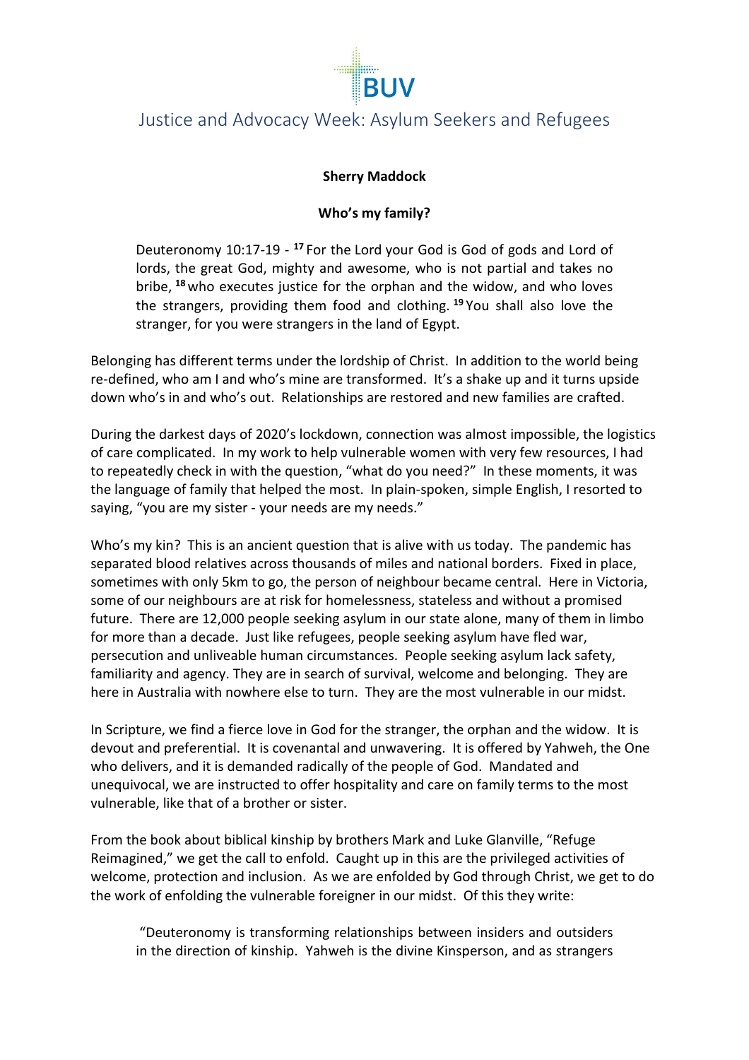BUV

# Justice and Advocacy Week: Asylum Seekers and Refugees

**Sherry Maddock**

**Who's my family?**

> Deuteronomy 10:17-19 - [17] For the Lord your God is God of gods and Lord of lords, the great God, mighty and awesome, who is not partial and takes no bribe, [18] who executes justice for the orphan and the widow, and who loves the strangers, providing them food and clothing. [19] You shall also love the stranger, for you were strangers in the land of Egypt.

Belonging has different terms under the lordship of Christ. In addition to the world being re-defined, who am I and who's mine are transformed. It's a shake up and it turns upside down who's in and who's out. Relationships are restored and new families are crafted.

During the darkest days of 2020's lockdown, connection was almost impossible, the logistics of care complicated. In my work to help vulnerable women with very few resources, I had to repeatedly check in with the question, "what do you need?" In these moments, it was the language of family that helped the most. In plain-spoken, simple English, I resorted to saying, "you are my sister - your needs are my needs."

Who's my kin? This is an ancient question that is alive with us today. The pandemic has separated blood relatives across thousands of miles and national borders. Fixed in place, sometimes with only 5km to go, the person of neighbour became central. Here in Victoria, some of our neighbours are at risk for homelessness, stateless and without a promised future. There are 12,000 people seeking asylum in our state alone, many of them in limbo for more than a decade. Just like refugees, people seeking asylum have fled war, persecution and unliveable human circumstances. People seeking asylum lack safety, familiarity and agency. They are in search of survival, welcome and belonging. They are here in Australia with nowhere else to turn. They are the most vulnerable in our midst.

In Scripture, we find a fierce love in God for the stranger, the orphan and the widow. It is devout and preferential. It is covenantal and unwavering. It is offered by Yahweh, the One who delivers, and it is demanded radically of the people of God. Mandated and unequivocal, we are instructed to offer hospitality and care on family terms to the most vulnerable, like that of a brother or sister.

From the book about biblical kinship by brothers Mark and Luke Glanville, "Refuge Reimagined," we get the call to enfold. Caught up in this are the privileged activities of welcome, protection and inclusion. As we are enfolded by God through Christ, we get to do the work of enfolding the vulnerable foreigner in our midst. Of this they write:

> "Deuteronomy is transforming relationships between insiders and outsiders in the direction of kinship. Yahweh is the divine Kinsperson, and as strangers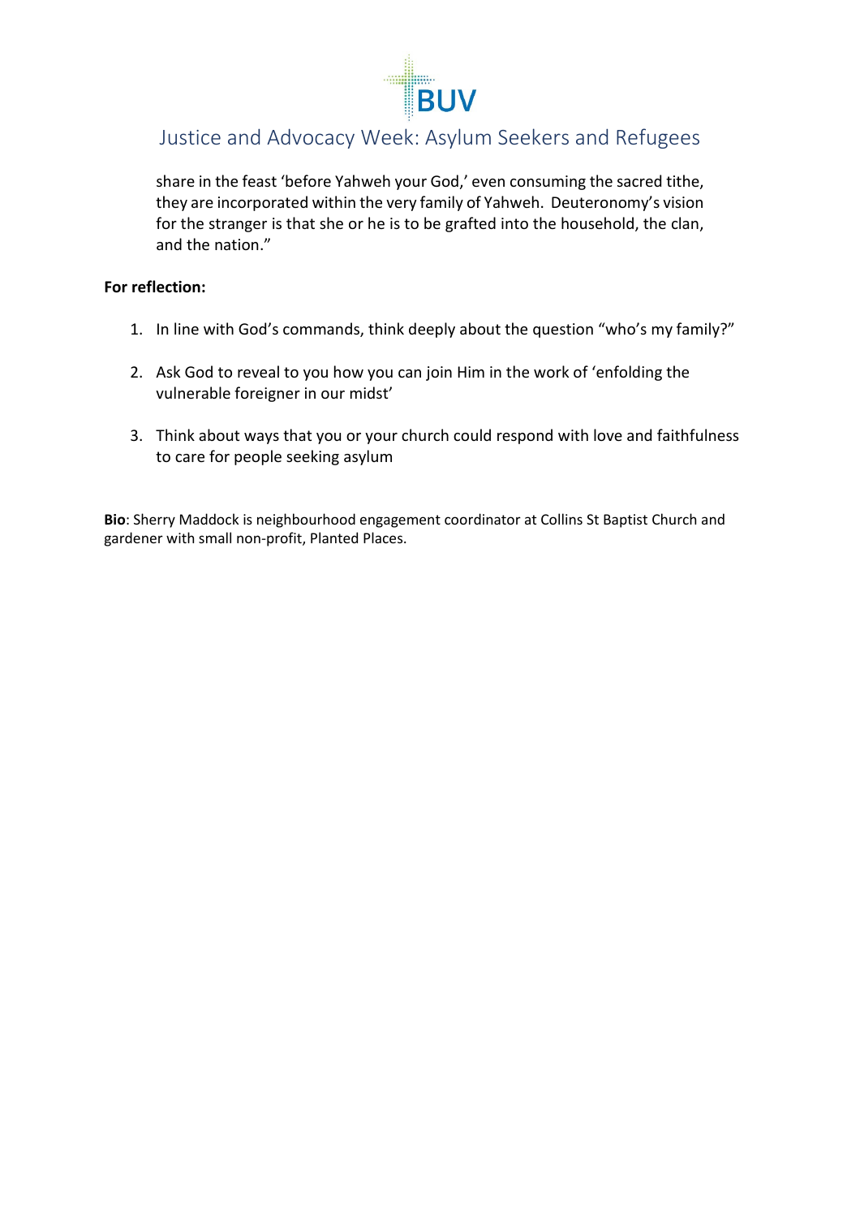share in the feast 'before Yahweh your God,' even consuming the sacred tithe, they are incorporated within the very family of Yahweh. Deuteronomy's vision for the stranger is that she or he is to be grafted into the household, the clan, and the nation."

**For reflection:**

1. In line with God's commands, think deeply about the question "who's my family?"
2. Ask God to reveal to you how you can join Him in the work of 'enfolding the vulnerable foreigner in our midst'
3. Think about ways that you or your church could respond with love and faithfulness to care for people seeking asylum

**Bio**: Sherry Maddock is neighbourhood engagement coordinator at Collins St Baptist Church and gardener with small non-profit, Planted Places.